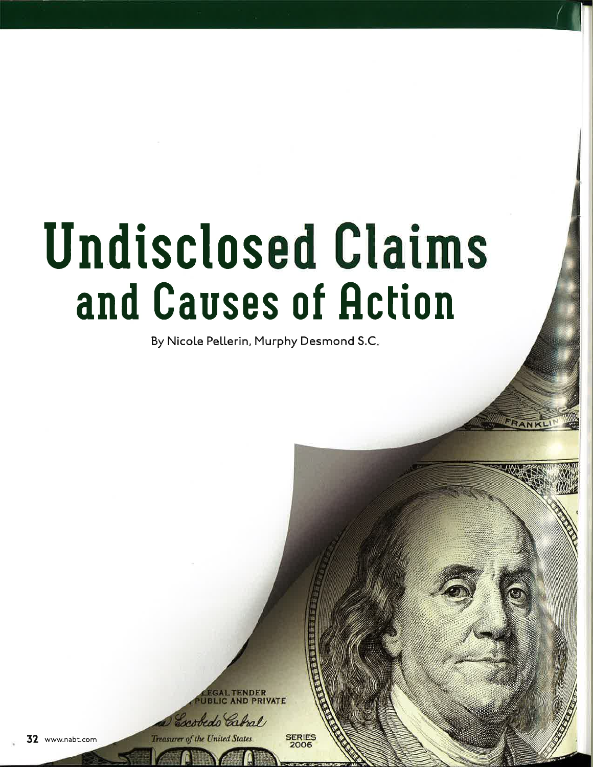# Undisclosed Claims and Causes of Action

By Nicole Pellerin, Murphy Desmond S.C.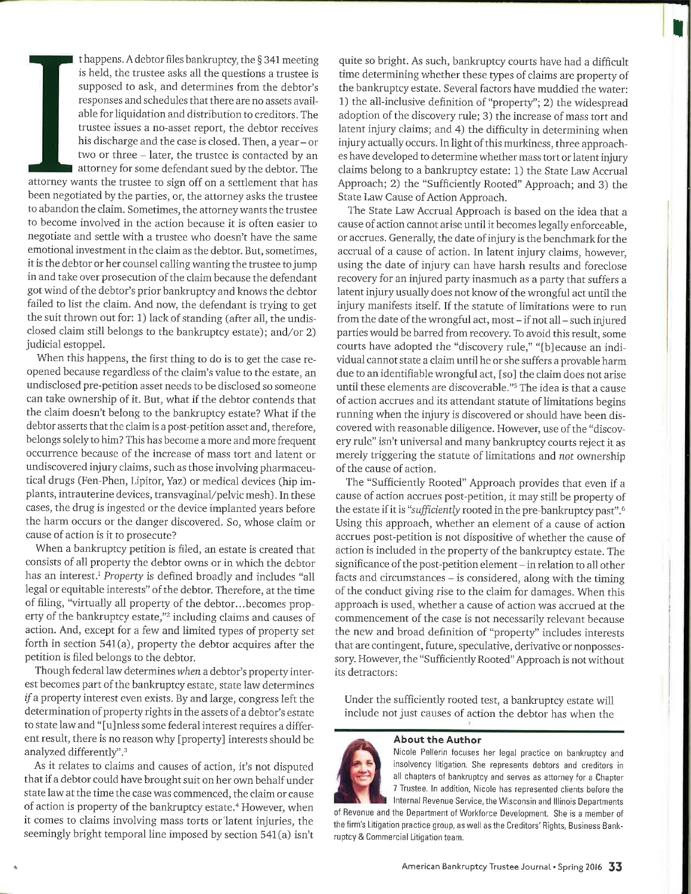It happens. A debtor files bankruptcy, the § 341 meeting is held, the trustee asks all the questions a trustee is supposed to ask, and determines from the debtor's responses and schedules that there are no assets available for liquidation and distribution to creditors. The trustee issues a no-asset report, the debtor receives his discharge and the case is closed. Then, a year – or two or three – later, the trustee is contacted by an attorney for some defendant sued by the debtor. The attorney wants the trustee to sign off on a settlement that has been negotiated by the parties, or, the attorney asks the trustee to abandon the claim. Sometimes, the attorney wants the trustee to become involved in the action because it is often easier to negotiate and settle with a trustee who doesn't have the same emotional investment in the claim as the debtor. But, sometimes, it is the debtor or her counsel calling wanting the trustee to jump in and take over prosecution of the claim because the defendant got wind of the debtor's prior bankruptcy and knows the debtor failed to list the claim. And now, the defendant is trying to get the suit thrown out for: 1) lack of standing (after all, the undisclosed claim still belongs to the bankruptcy estate); and/or 2) judicial estoppel.

When this happens, the first thing to do is to get the case reopened because regardless of the claim's value to the estate, an undisclosed pre-petition asset needs to be disclosed so someone can take ownership of it. But, what if the debtor contends that the claim doesn't belong to the bankruptcy estate? What if the debtor asserts that the claim is a post-petition asset and, therefore, belongs solely to him? This has become a more and more frequent occurrence because of the increase of mass tort and latent or undiscovered injury claims, such as those involving pharmaceutical drugs (Fen-Phen, Lipitor, Yaz) or medical devices (hip implants, intrauterine devices, transvaginal/pelvic mesh). In these cases, the drug is ingested or the device implanted years before the harm occurs or the danger discovered. So, whose claim or cause of action is it to prosecute?

When a bankruptcy petition is filed, an estate is created that consists of all property the debtor owns or in which the debtor has an interest.[1] *Property* is defined broadly and includes "all legal or equitable interests" of the debtor. Therefore, at the time of filing, "virtually all property of the debtor...becomes property of the bankruptcy estate,"[2] including claims and causes of action. And, except for a few and limited types of property set forth in section 541(a), property the debtor acquires after the petition is filed belongs to the debtor.

Though federal law determines *when* a debtor's property interest becomes part of the bankruptcy estate, state law determines *if* a property interest even exists. By and large, congress left the determination of property rights in the assets of a debtor's estate to state law and "[u]nless some federal interest requires a different result, there is no reason why [property] interests should be analyzed differently".[3]

As it relates to claims and causes of action, it's not disputed that if a debtor could have brought suit on her own behalf under state law at the time the case was commenced, the claim or cause of action is property of the bankruptcy estate.[4] However, when it comes to claims involving mass torts or latent injuries, the seemingly bright temporal line imposed by section 541(a) isn't quite so bright. As such, bankruptcy courts have had a difficult time determining whether these types of claims are property of the bankruptcy estate. Several factors have muddied the water: 1) the all-inclusive definition of "property"; 2) the widespread adoption of the discovery rule; 3) the increase of mass tort and latent injury claims; and 4) the difficulty in determining when injury actually occurs. In light of this murkiness, three approaches have developed to determine whether mass tort or latent injury claims belong to a bankruptcy estate: 1) the State Law Accrual Approach; 2) the "Sufficiently Rooted" Approach; and 3) the State Law Cause of Action Approach.

The State Law Accrual Approach is based on the idea that a cause of action cannot arise until it becomes legally enforceable, or accrues. Generally, the date of injury is the benchmark for the accrual of a cause of action. In latent injury claims, however, using the date of injury can have harsh results and foreclose recovery for an injured party inasmuch as a party that suffers a latent injury usually does not know of the wrongful act until the injury manifests itself. If the statute of limitations were to run from the date of the wrongful act, most – if not all – such injured parties would be barred from recovery. To avoid this result, some courts have adopted the "discovery rule," "[b]ecause an individual cannot state a claim until he or she suffers a provable harm due to an identifiable wrongful act, [so] the claim does not arise until these elements are discoverable."[5] The idea is that a cause of action accrues and its attendant statute of limitations begins running when the injury is discovered or should have been discovered with reasonable diligence. However, use of the "discovery rule" isn't universal and many bankruptcy courts reject it as merely triggering the statute of limitations and *not* ownership of the cause of action.

The "Sufficiently Rooted" Approach provides that even if a cause of action accrues post-petition, it may still be property of the estate if it is "*sufficiently* rooted in the pre-bankruptcy past".[6] Using this approach, whether an element of a cause of action accrues post-petition is not dispositive of whether the cause of action is included in the property of the bankruptcy estate. The significance of the post-petition element – in relation to all other facts and circumstances – is considered, along with the timing of the conduct giving rise to the claim for damages. When this approach is used, whether a cause of action was accrued at the commencement of the case is not necessarily relevant because the new and broad definition of "property" includes interests that are contingent, future, speculative, derivative or nonpossessory. However, the "Sufficiently Rooted" Approach is not without its detractors:

> Under the sufficiently rooted test, a bankruptcy estate will include not just causes of action the debtor has when the

**About the Author**

Nicole Pellerin focuses her legal practice on bankruptcy and insolvency litigation. She represents debtors and creditors in all chapters of bankruptcy and serves as attorney for a Chapter 7 Trustee. In addition, Nicole has represented clients before the Internal Revenue Service, the Wisconsin and Illinois Departments of Revenue and the Department of Workforce Development. She is a member of the firm's Litigation practice group, as well as the Creditors' Rights, Business Bankruptcy & Commercial Litigation team.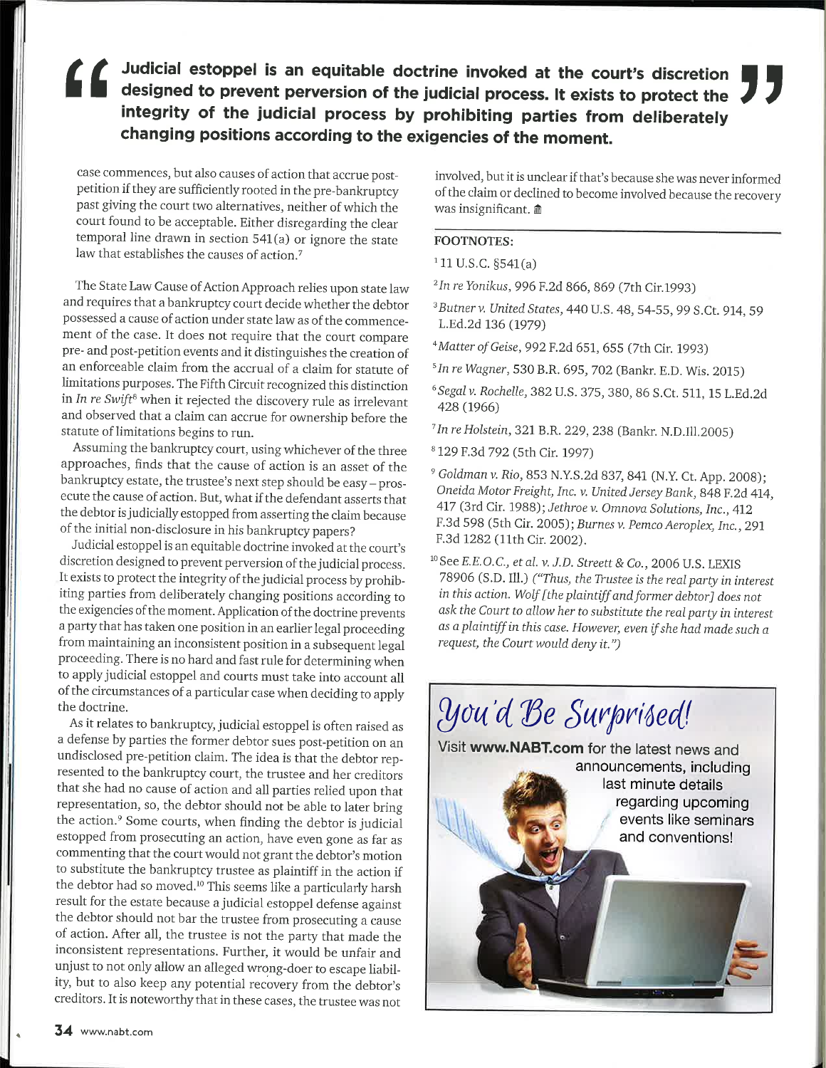> **Judicial estoppel is an equitable doctrine invoked at the court's discretion designed to prevent perversion of the judicial process. It exists to protect the integrity of the judicial process by prohibiting parties from deliberately changing positions according to the exigencies of the moment.**

case commences, but also causes of action that accrue post-petition if they are sufficiently rooted in the pre-bankruptcy past giving the court two alternatives, neither of which the court found to be acceptable. Either disregarding the clear temporal line drawn in section 541(a) or ignore the state law that establishes the causes of action.[7]

The State Law Cause of Action Approach relies upon state law and requires that a bankruptcy court decide whether the debtor possessed a cause of action under state law as of the commencement of the case. It does not require that the court compare pre- and post-petition events and it distinguishes the creation of an enforceable claim from the accrual of a claim for statute of limitations purposes. The Fifth Circuit recognized this distinction in *In re Swift*[8] when it rejected the discovery rule as irrelevant and observed that a claim can accrue for ownership before the statute of limitations begins to run.

Assuming the bankruptcy court, using whichever of the three approaches, finds that the cause of action is an asset of the bankruptcy estate, the trustee's next step should be easy – prosecute the cause of action. But, what if the defendant asserts that the debtor is judicially estopped from asserting the claim because of the initial non-disclosure in his bankruptcy papers?

Judicial estoppel is an equitable doctrine invoked at the court's discretion designed to prevent perversion of the judicial process. It exists to protect the integrity of the judicial process by prohibiting parties from deliberately changing positions according to the exigencies of the moment. Application of the doctrine prevents a party that has taken one position in an earlier legal proceeding from maintaining an inconsistent position in a subsequent legal proceeding. There is no hard and fast rule for determining when to apply judicial estoppel and courts must take into account all of the circumstances of a particular case when deciding to apply the doctrine.

As it relates to bankruptcy, judicial estoppel is often raised as a defense by parties the former debtor sues post-petition on an undisclosed pre-petition claim. The idea is that the debtor represented to the bankruptcy court, the trustee and her creditors that she had no cause of action and all parties relied upon that representation, so, the debtor should not be able to later bring the action.[9] Some courts, when finding the debtor is judicial estopped from prosecuting an action, have even gone as far as commenting that the court would not grant the debtor's motion to substitute the bankruptcy trustee as plaintiff in the action if the debtor had so moved.[10] This seems like a particularly harsh result for the estate because a judicial estoppel defense against the debtor should not bar the trustee from prosecuting a cause of action. After all, the trustee is not the party that made the inconsistent representations. Further, it would be unfair and unjust to not only allow an alleged wrong-doer to escape liability, but to also keep any potential recovery from the debtor's creditors. It is noteworthy that in these cases, the trustee was not involved, but it is unclear if that's because she was never informed of the claim or declined to become involved because the recovery was insignificant.

**FOOTNOTES:**

[1] 11 U.S.C. §541(a)

[2] *In re Yonikus*, 996 F.2d 866, 869 (7th Cir.1993)

[3] *Butner v. United States*, 440 U.S. 48, 54-55, 99 S.Ct. 914, 59 L.Ed.2d 136 (1979)

[4] *Matter of Geise*, 992 F.2d 651, 655 (7th Cir. 1993)

[5] *In re Wagner*, 530 B.R. 695, 702 (Bankr. E.D. Wis. 2015)

[6] *Segal v. Rochelle*, 382 U.S. 375, 380, 86 S.Ct. 511, 15 L.Ed.2d 428 (1966)

[7] *In re Holstein*, 321 B.R. 229, 238 (Bankr. N.D.Ill.2005)

[8] 129 F.3d 792 (5th Cir. 1997)

[9] *Goldman v. Rio*, 853 N.Y.S.2d 837, 841 (N.Y. Ct. App. 2008); *Oneida Motor Freight, Inc. v. United Jersey Bank*, 848 F.2d 414, 417 (3rd Cir. 1988); *Jethroe v. Omnova Solutions, Inc.*, 412 F.3d 598 (5th Cir. 2005); *Burnes v. Pemco Aeroplex, Inc.*, 291 F.3d 1282 (11th Cir. 2002).

[10] See *E.E.O.C., et al. v. J.D. Streett & Co.*, 2006 U.S. LEXIS 78906 (S.D. Ill.) *("Thus, the Trustee is the real party in interest in this action. Wolf [the plaintiff and former debtor] does not ask the Court to allow her to substitute the real party in interest as a plaintiff in this case. However, even if she had made such a request, the Court would deny it.")*

*You'd Be Surprised!*

Visit **www.NABT.com** for the latest news and announcements, including last minute details regarding upcoming events like seminars and conventions!